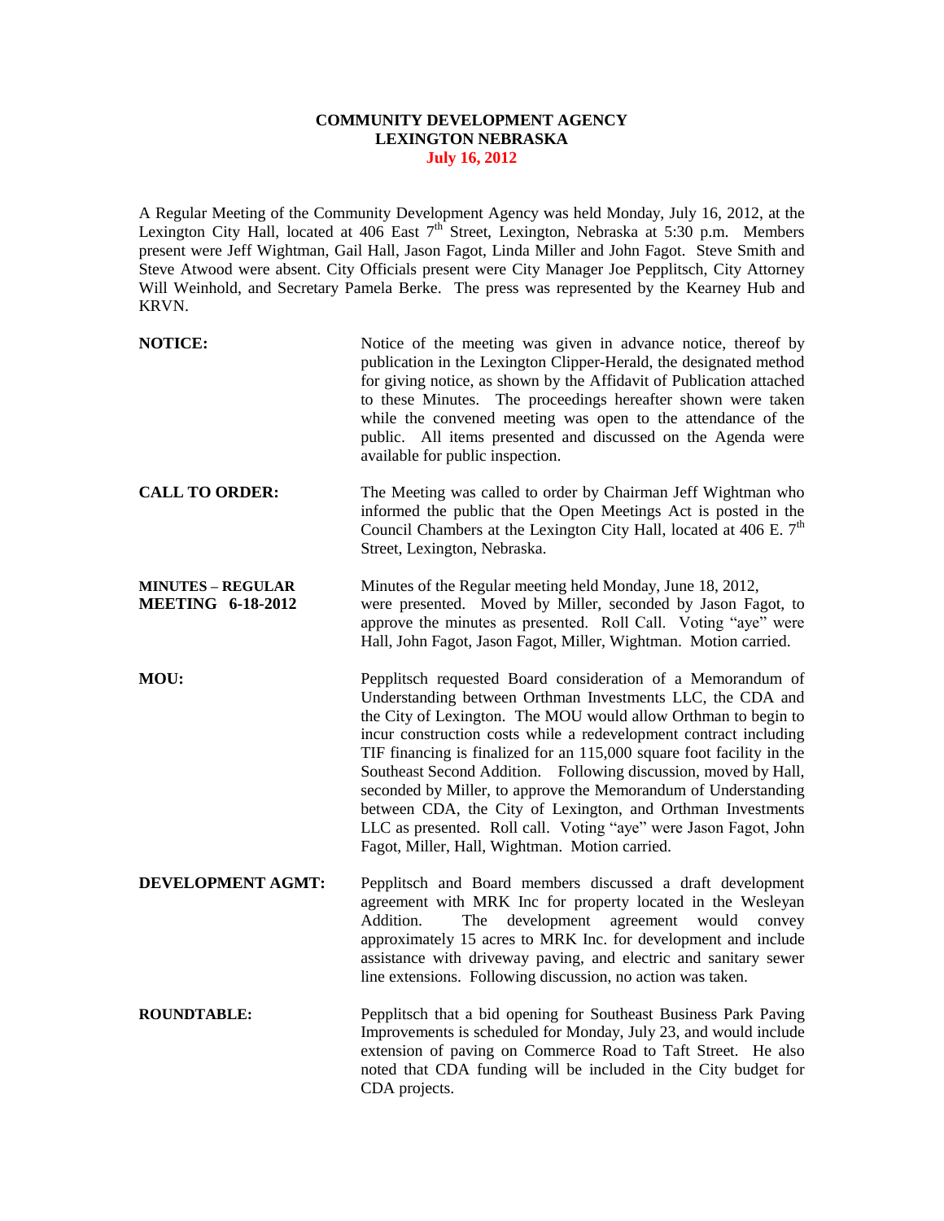# COMMUNITY DEVELOPMENT AGENCY
## LEXINGTON NEBRASKA
### July 16, 2012

A Regular Meeting of the Community Development Agency was held Monday, July 16, 2012, at the Lexington City Hall, located at 406 East 7th Street, Lexington, Nebraska at 5:30 p.m. Members present were Jeff Wightman, Gail Hall, Jason Fagot, Linda Miller and John Fagot. Steve Smith and Steve Atwood were absent. City Officials present were City Manager Joe Pepplitsch, City Attorney Will Weinhold, and Secretary Pamela Berke. The press was represented by the Kearney Hub and KRVN.

**NOTICE:** Notice of the meeting was given in advance notice, thereof by publication in the Lexington Clipper-Herald, the designated method for giving notice, as shown by the Affidavit of Publication attached to these Minutes. The proceedings hereafter shown were taken while the convened meeting was open to the attendance of the public. All items presented and discussed on the Agenda were available for public inspection.

**CALL TO ORDER:** The Meeting was called to order by Chairman Jeff Wightman who informed the public that the Open Meetings Act is posted in the Council Chambers at the Lexington City Hall, located at 406 E. 7th Street, Lexington, Nebraska.

**MINUTES – REGULAR MEETING 6-18-2012** Minutes of the Regular meeting held Monday, June 18, 2012, were presented. Moved by Miller, seconded by Jason Fagot, to approve the minutes as presented. Roll Call. Voting "aye" were Hall, John Fagot, Jason Fagot, Miller, Wightman. Motion carried.

**MOU:** Pepplitsch requested Board consideration of a Memorandum of Understanding between Orthman Investments LLC, the CDA and the City of Lexington. The MOU would allow Orthman to begin to incur construction costs while a redevelopment contract including TIF financing is finalized for an 115,000 square foot facility in the Southeast Second Addition. Following discussion, moved by Hall, seconded by Miller, to approve the Memorandum of Understanding between CDA, the City of Lexington, and Orthman Investments LLC as presented. Roll call. Voting "aye" were Jason Fagot, John Fagot, Miller, Hall, Wightman. Motion carried.

**DEVELOPMENT AGMT:** Pepplitsch and Board members discussed a draft development agreement with MRK Inc for property located in the Wesleyan Addition. The development agreement would convey approximately 15 acres to MRK Inc. for development and include assistance with driveway paving, and electric and sanitary sewer line extensions. Following discussion, no action was taken.

**ROUNDTABLE:** Pepplitsch that a bid opening for Southeast Business Park Paving Improvements is scheduled for Monday, July 23, and would include extension of paving on Commerce Road to Taft Street. He also noted that CDA funding will be included in the City budget for CDA projects.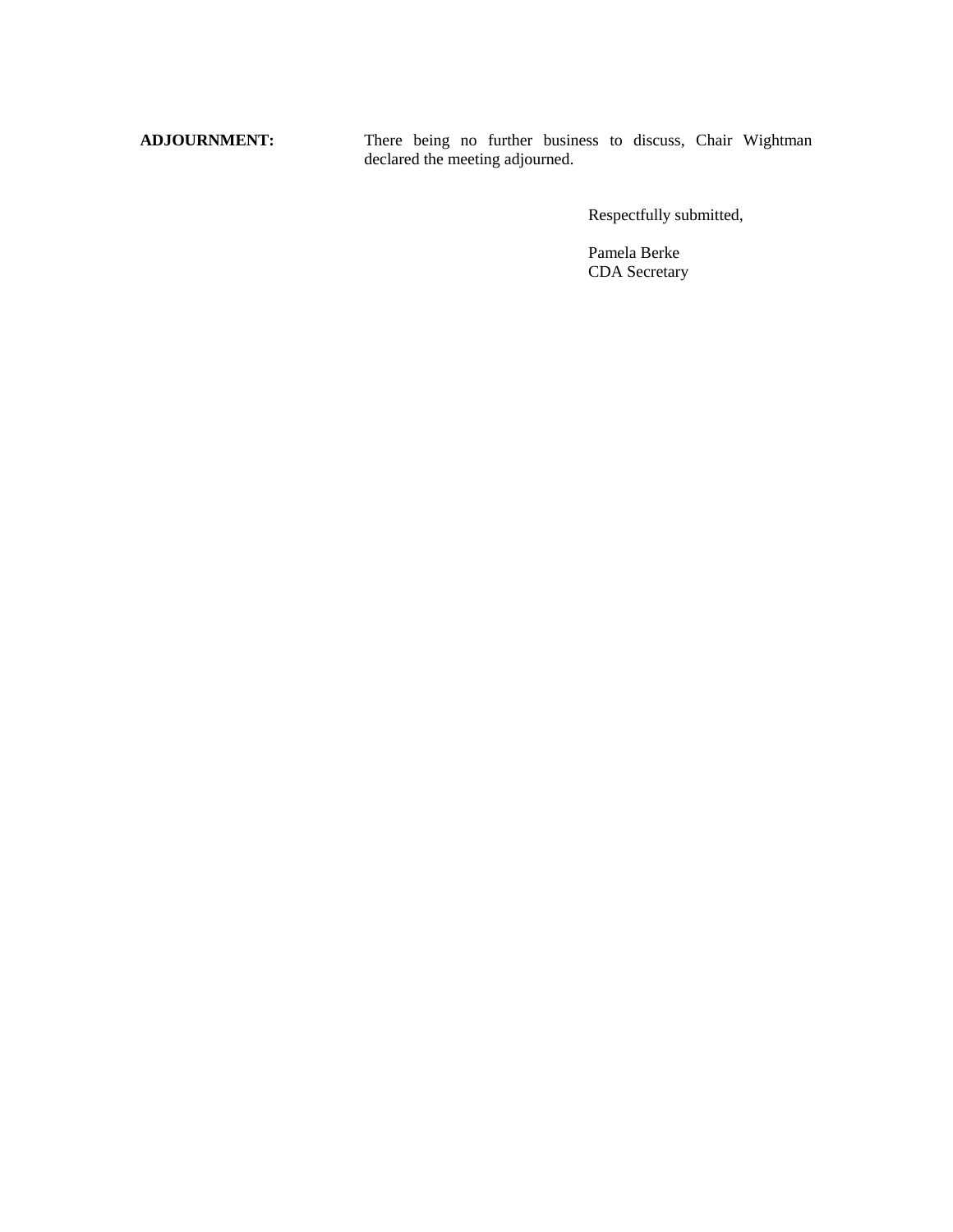**ADJOURNMENT:** There being no further business to discuss, Chair Wightman declared the meeting adjourned.

Respectfully submitted,

Pamela Berke
CDA Secretary